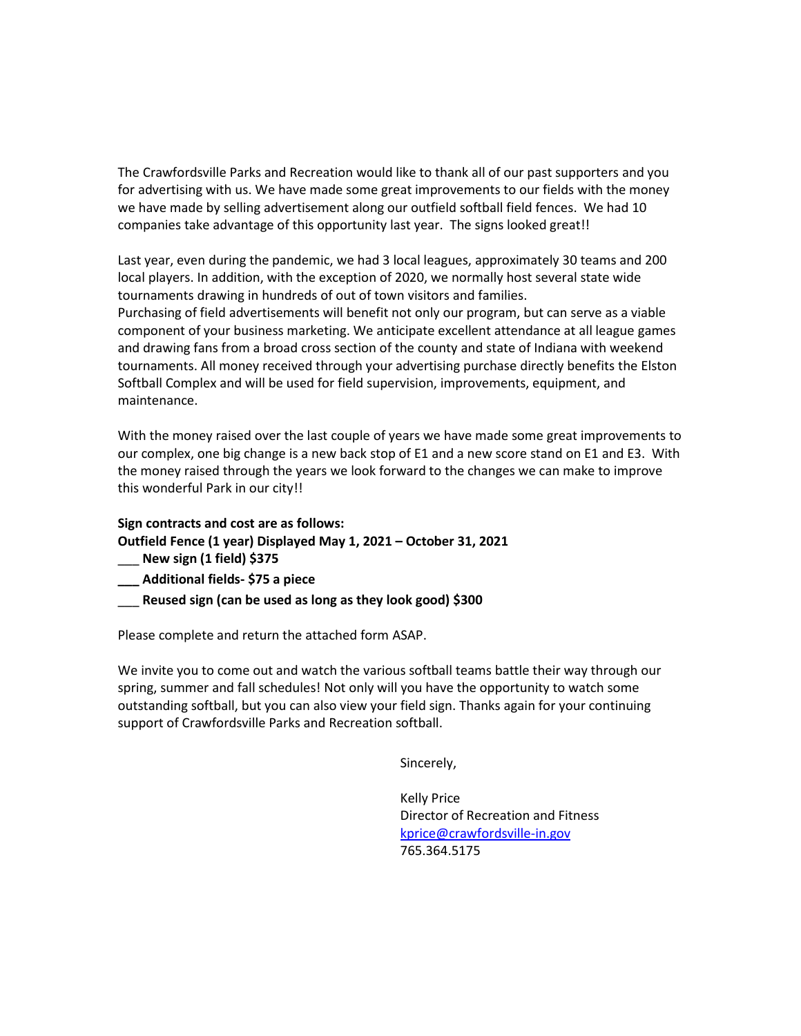The Crawfordsville Parks and Recreation would like to thank all of our past supporters and you for advertising with us. We have made some great improvements to our fields with the money we have made by selling advertisement along our outfield softball field fences. We had 10 companies take advantage of this opportunity last year. The signs looked great!!

Last year, even during the pandemic, we had 3 local leagues, approximately 30 teams and 200 local players. In addition, with the exception of 2020, we normally host several state wide tournaments drawing in hundreds of out of town visitors and families.
Purchasing of field advertisements will benefit not only our program, but can serve as a viable component of your business marketing. We anticipate excellent attendance at all league games and drawing fans from a broad cross section of the county and state of Indiana with weekend tournaments. All money received through your advertising purchase directly benefits the Elston Softball Complex and will be used for field supervision, improvements, equipment, and maintenance.

With the money raised over the last couple of years we have made some great improvements to our complex, one big change is a new back stop of E1 and a new score stand on E1 and E3. With the money raised through the years we look forward to the changes we can make to improve this wonderful Park in our city!!

**Sign contracts and cost are as follows:**
**Outfield Fence (1 year) Displayed May 1, 2021 – October 31, 2021**
___ **New sign (1 field) $375**
**___ Additional fields- $75 a piece**
___ **Reused sign (can be used as long as they look good) $300**

Please complete and return the attached form ASAP.

We invite you to come out and watch the various softball teams battle their way through our spring, summer and fall schedules! Not only will you have the opportunity to watch some outstanding softball, but you can also view your field sign. Thanks again for your continuing support of Crawfordsville Parks and Recreation softball.

Sincerely,

Kelly Price
Director of Recreation and Fitness
kprice@crawfordsville-in.gov
765.364.5175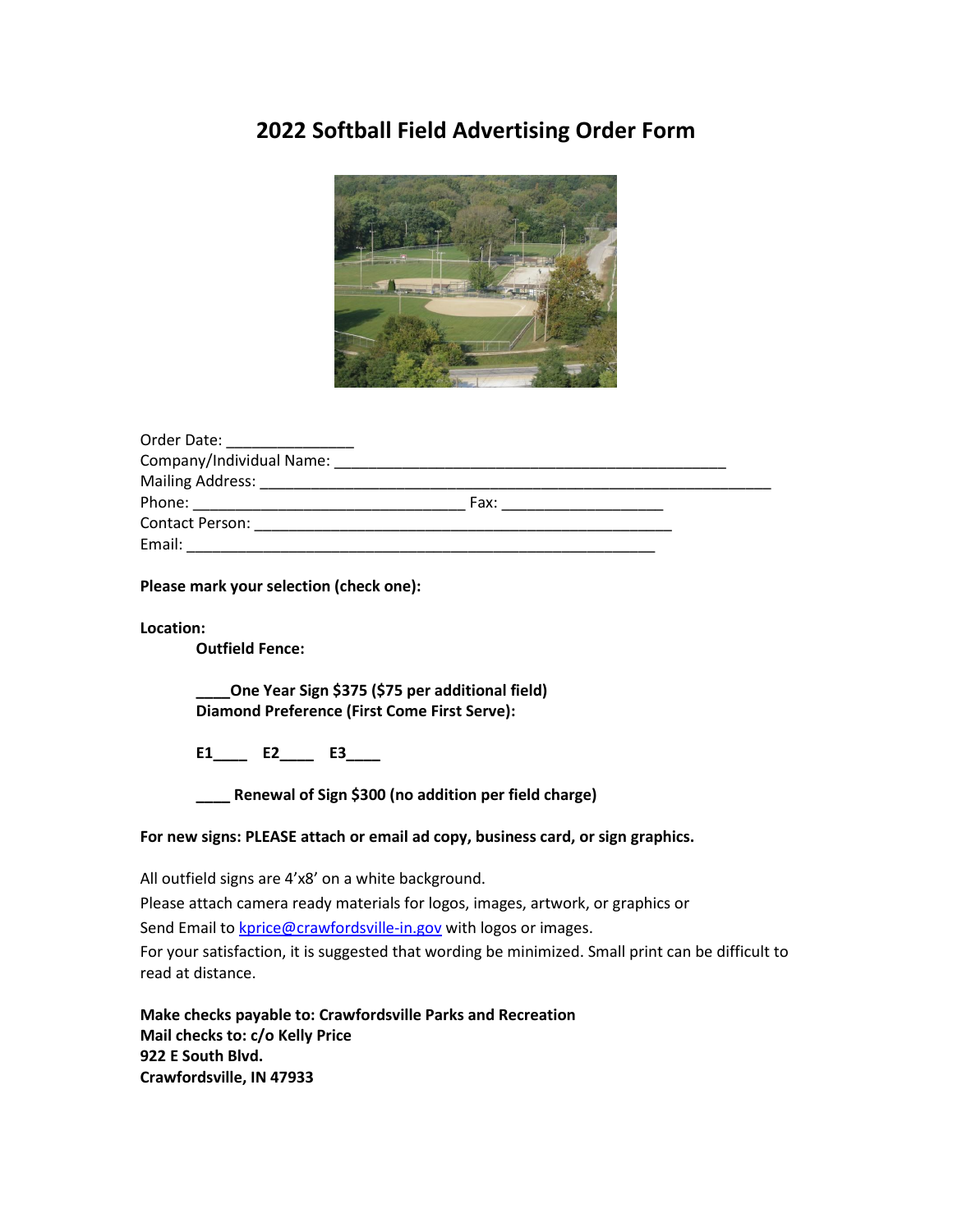# 2022 Softball Field Advertising Order Form

Order Date: _______________
Company/Individual Name: ______________________________________________
Mailing Address: ____________________________________________________________
Phone: ________________________________ Fax: ___________________
Contact Person: __________________________________________________
Email: _______________________________________________________

**Please mark your selection (check one):**

**Location:**

**Outfield Fence:**

**____One Year Sign $375 ($75 per additional field)**
**Diamond Preference (First Come First Serve):**

**E1____ E2____ E3____**

**____ Renewal of Sign $300 (no addition per field charge)**

**For new signs: PLEASE attach or email ad copy, business card, or sign graphics.**

All outfield signs are 4'x8' on a white background.
Please attach camera ready materials for logos, images, artwork, or graphics or
Send Email to kprice@crawfordsville-in.gov with logos or images.
For your satisfaction, it is suggested that wording be minimized. Small print can be difficult to read at distance.

**Make checks payable to: Crawfordsville Parks and Recreation**
**Mail checks to: c/o Kelly Price**
**922 E South Blvd.**
**Crawfordsville, IN 47933**